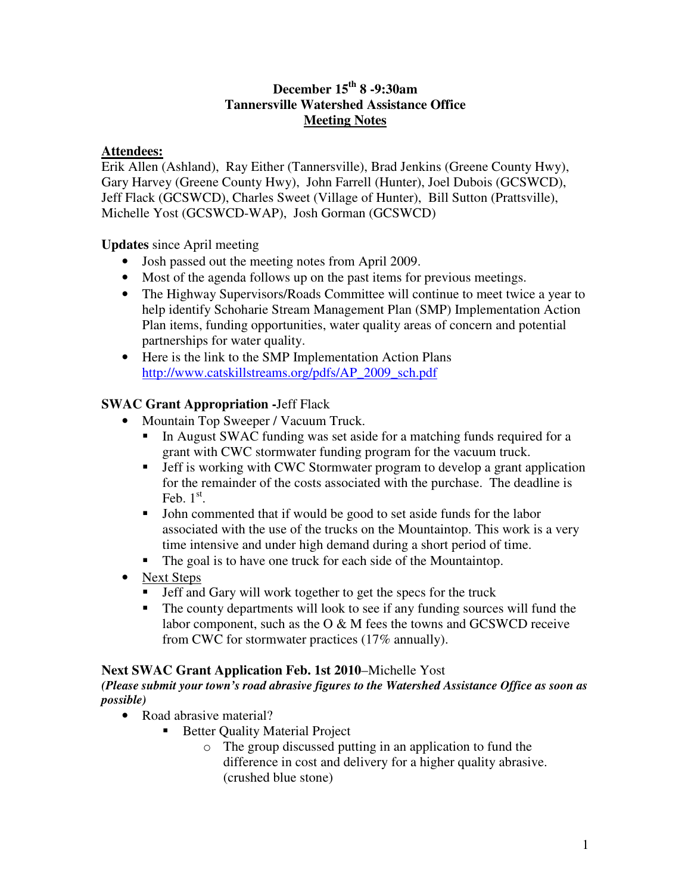**December 15th 8 -9:30am**
**Tannersville Watershed Assistance Office**
**Meeting Notes**

**Attendees:**
Erik Allen (Ashland), Ray Either (Tannersville), Brad Jenkins (Greene County Hwy), Gary Harvey (Greene County Hwy), John Farrell (Hunter), Joel Dubois (GCSWCD), Jeff Flack (GCSWCD), Charles Sweet (Village of Hunter), Bill Sutton (Prattsville), Michelle Yost (GCSWCD-WAP), Josh Gorman (GCSWCD)

**Updates** since April meeting

- Josh passed out the meeting notes from April 2009.
- Most of the agenda follows up on the past items for previous meetings.
- The Highway Supervisors/Roads Committee will continue to meet twice a year to help identify Schoharie Stream Management Plan (SMP) Implementation Action Plan items, funding opportunities, water quality areas of concern and potential partnerships for water quality.
- Here is the link to the SMP Implementation Action Plans http://www.catskillstreams.org/pdfs/AP_2009_sch.pdf

**SWAC Grant Appropriation -**Jeff Flack

- Mountain Top Sweeper / Vacuum Truck.
  - In August SWAC funding was set aside for a matching funds required for a grant with CWC stormwater funding program for the vacuum truck.
  - Jeff is working with CWC Stormwater program to develop a grant application for the remainder of the costs associated with the purchase. The deadline is Feb. 1st.
  - John commented that if would be good to set aside funds for the labor associated with the use of the trucks on the Mountaintop. This work is a very time intensive and under high demand during a short period of time.
  - The goal is to have one truck for each side of the Mountaintop.
- Next Steps
  - Jeff and Gary will work together to get the specs for the truck
  - The county departments will look to see if any funding sources will fund the labor component, such as the O & M fees the towns and GCSWCD receive from CWC for stormwater practices (17% annually).

**Next SWAC Grant Application Feb. 1st 2010**–Michelle Yost
***(Please submit your town's road abrasive figures to the Watershed Assistance Office as soon as possible)***

- Road abrasive material?
  - Better Quality Material Project
    - The group discussed putting in an application to fund the difference in cost and delivery for a higher quality abrasive. (crushed blue stone)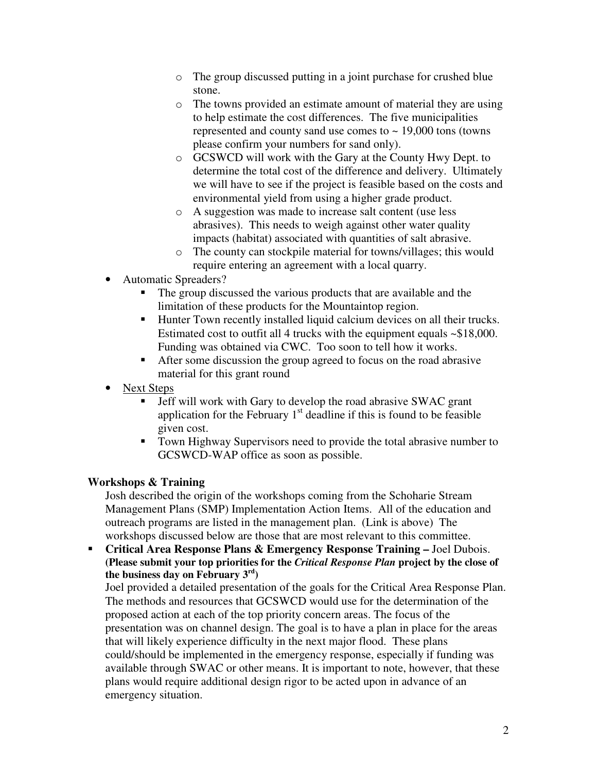- The group discussed putting in a joint purchase for crushed blue stone.
    - The towns provided an estimate amount of material they are using to help estimate the cost differences. The five municipalities represented and county sand use comes to ~ 19,000 tons (towns please confirm your numbers for sand only).
    - GCSWCD will work with the Gary at the County Hwy Dept. to determine the total cost of the difference and delivery. Ultimately we will have to see if the project is feasible based on the costs and environmental yield from using a higher grade product.
    - A suggestion was made to increase salt content (use less abrasives). This needs to weigh against other water quality impacts (habitat) associated with quantities of salt abrasive.
    - The county can stockpile material for towns/villages; this would require entering an agreement with a local quarry.

- Automatic Spreaders?
    - The group discussed the various products that are available and the limitation of these products for the Mountaintop region.
    - Hunter Town recently installed liquid calcium devices on all their trucks. Estimated cost to outfit all 4 trucks with the equipment equals ~$18,000. Funding was obtained via CWC. Too soon to tell how it works.
    - After some discussion the group agreed to focus on the road abrasive material for this grant round
- <u>Next Steps</u>
    - Jeff will work with Gary to develop the road abrasive SWAC grant application for the February 1st deadline if this is found to be feasible given cost.
    - Town Highway Supervisors need to provide the total abrasive number to GCSWCD-WAP office as soon as possible.

**Workshops & Training**

Josh described the origin of the workshops coming from the Schoharie Stream Management Plans (SMP) Implementation Action Items. All of the education and outreach programs are listed in the management plan. (Link is above) The workshops discussed below are those that are most relevant to this committee.

- **Critical Area Response Plans & Emergency Response Training –** Joel Dubois. **(Please submit your top priorities for the *Critical Response Plan* project by the close of the business day on February 3rd)**

  Joel provided a detailed presentation of the goals for the Critical Area Response Plan. The methods and resources that GCSWCD would use for the determination of the proposed action at each of the top priority concern areas. The focus of the presentation was on channel design. The goal is to have a plan in place for the areas that will likely experience difficulty in the next major flood. These plans could/should be implemented in the emergency response, especially if funding was available through SWAC or other means. It is important to note, however, that these plans would require additional design rigor to be acted upon in advance of an emergency situation.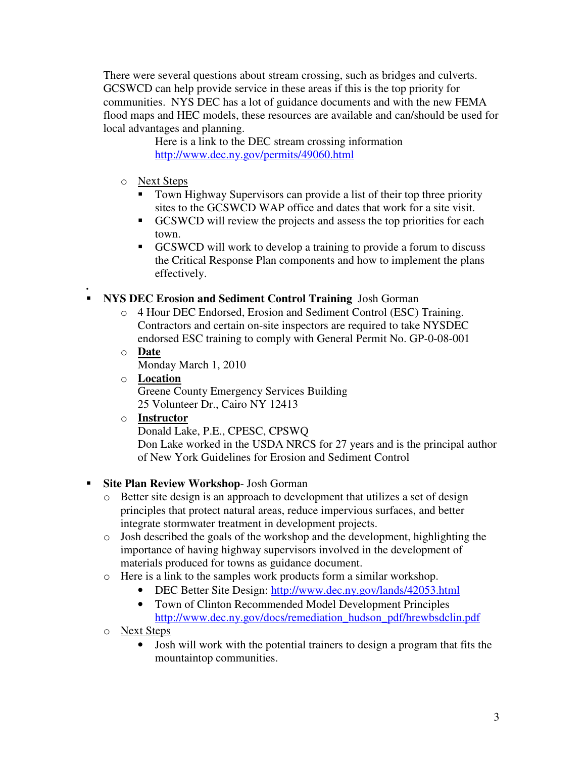There were several questions about stream crossing, such as bridges and culverts. GCSWCD can help provide service in these areas if this is the top priority for communities. NYS DEC has a lot of guidance documents and with the new FEMA flood maps and HEC models, these resources are available and can/should be used for local advantages and planning.

Here is a link to the DEC stream crossing information
http://www.dec.ny.gov/permits/49060.html

- Next Steps
  - Town Highway Supervisors can provide a list of their top three priority sites to the GCSWCD WAP office and dates that work for a site visit.
  - GCSWCD will review the projects and assess the top priorities for each town.
  - GCSWCD will work to develop a training to provide a forum to discuss the Critical Response Plan components and how to implement the plans effectively.

- **NYS DEC Erosion and Sediment Control Training** Josh Gorman
  - 4 Hour DEC Endorsed, Erosion and Sediment Control (ESC) Training. Contractors and certain on-site inspectors are required to take NYSDEC endorsed ESC training to comply with General Permit No. GP-0-08-001
  - **Date**
    Monday March 1, 2010
  - **Location**
    Greene County Emergency Services Building
    25 Volunteer Dr., Cairo NY 12413
  - **Instructor**
    Donald Lake, P.E., CPESC, CPSWQ
    Don Lake worked in the USDA NRCS for 27 years and is the principal author of New York Guidelines for Erosion and Sediment Control

- **Site Plan Review Workshop**- Josh Gorman
  - Better site design is an approach to development that utilizes a set of design principles that protect natural areas, reduce impervious surfaces, and better integrate stormwater treatment in development projects.
  - Josh described the goals of the workshop and the development, highlighting the importance of having highway supervisors involved in the development of materials produced for towns as guidance document.
  - Here is a link to the samples work products form a similar workshop.
    - DEC Better Site Design: http://www.dec.ny.gov/lands/42053.html
    - Town of Clinton Recommended Model Development Principles http://www.dec.ny.gov/docs/remediation_hudson_pdf/hrewbsdclin.pdf
  - Next Steps
    - Josh will work with the potential trainers to design a program that fits the mountaintop communities.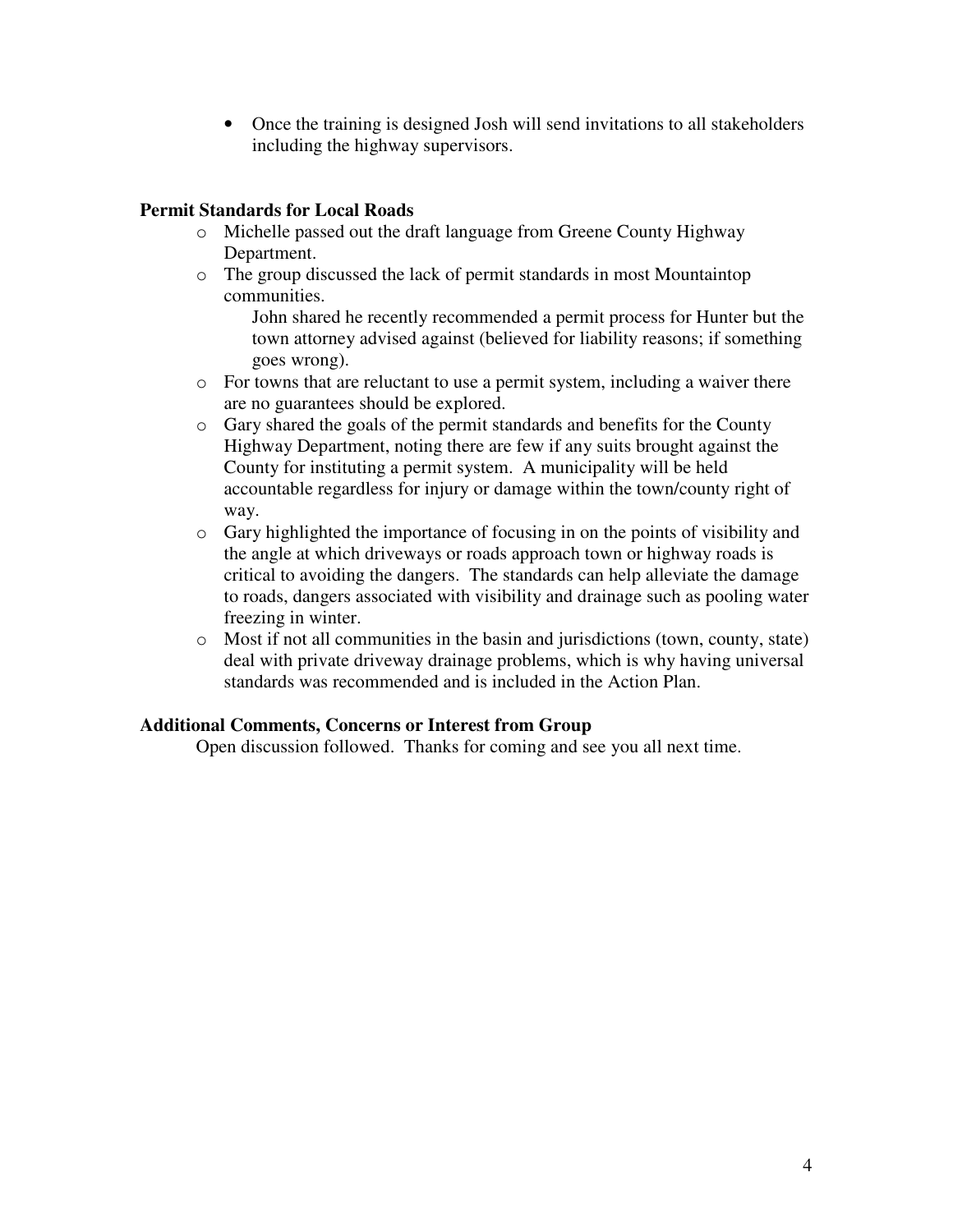- Once the training is designed Josh will send invitations to all stakeholders including the highway supervisors.

**Permit Standards for Local Roads**

- Michelle passed out the draft language from Greene County Highway Department.
- The group discussed the lack of permit standards in most Mountaintop communities.
  John shared he recently recommended a permit process for Hunter but the town attorney advised against (believed for liability reasons; if something goes wrong).
- For towns that are reluctant to use a permit system, including a waiver there are no guarantees should be explored.
- Gary shared the goals of the permit standards and benefits for the County Highway Department, noting there are few if any suits brought against the County for instituting a permit system. A municipality will be held accountable regardless for injury or damage within the town/county right of way.
- Gary highlighted the importance of focusing in on the points of visibility and the angle at which driveways or roads approach town or highway roads is critical to avoiding the dangers. The standards can help alleviate the damage to roads, dangers associated with visibility and drainage such as pooling water freezing in winter.
- Most if not all communities in the basin and jurisdictions (town, county, state) deal with private driveway drainage problems, which is why having universal standards was recommended and is included in the Action Plan.

**Additional Comments, Concerns or Interest from Group**

Open discussion followed. Thanks for coming and see you all next time.